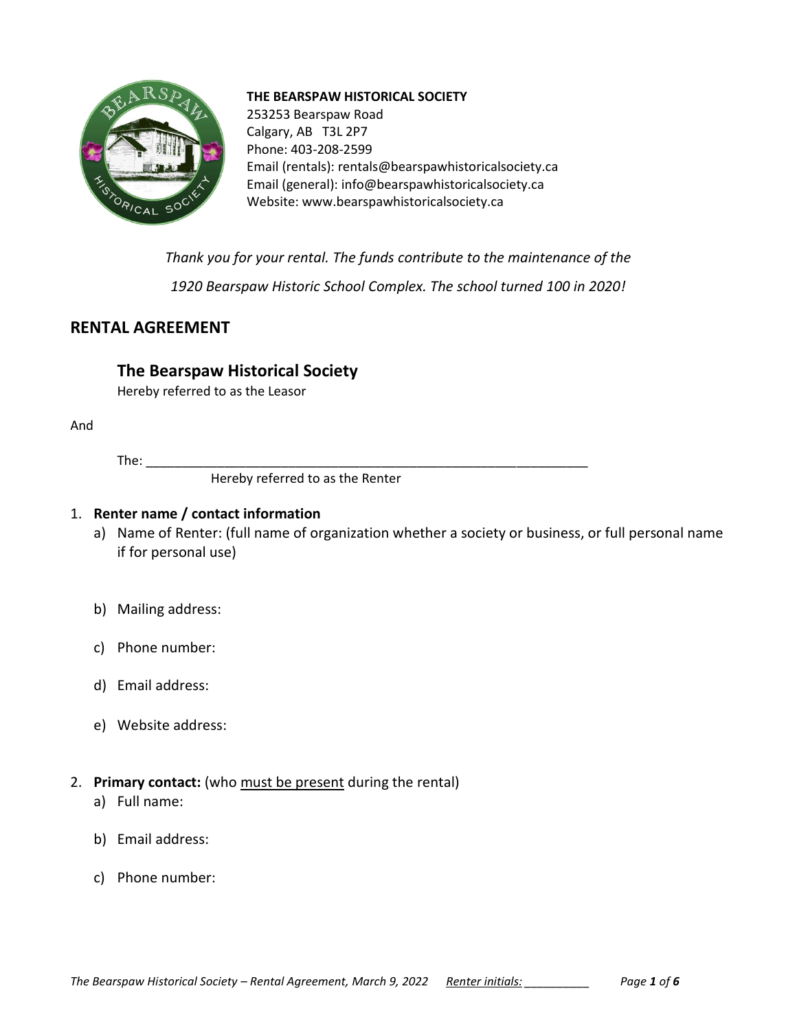**THE BEARSPAW HISTORICAL SOCIETY**
253253 Bearspaw Road
Calgary, AB T3L 2P7
Phone: 403-208-2599
Email (rentals): rentals@bearspawhistoricalsociety.ca
Email (general): info@bearspawhistoricalsociety.ca
Website: www.bearspawhistoricalsociety.ca

*Thank you for your rental. The funds contribute to the maintenance of the 1920 Bearspaw Historic School Complex. The school turned 100 in 2020!*

## RENTAL AGREEMENT

### The Bearspaw Historical Society

Hereby referred to as the Leasor

And

The: ______________________________________________________________

Hereby referred to as the Renter

1. **Renter name / contact information**
   a) Name of Renter: (full name of organization whether a society or business, or full personal name if for personal use)

   b) Mailing address:

   c) Phone number:

   d) Email address:

   e) Website address:

2. **Primary contact:** (who must be present during the rental)
   a) Full name:

   b) Email address:

   c) Phone number:

Renter initials: __________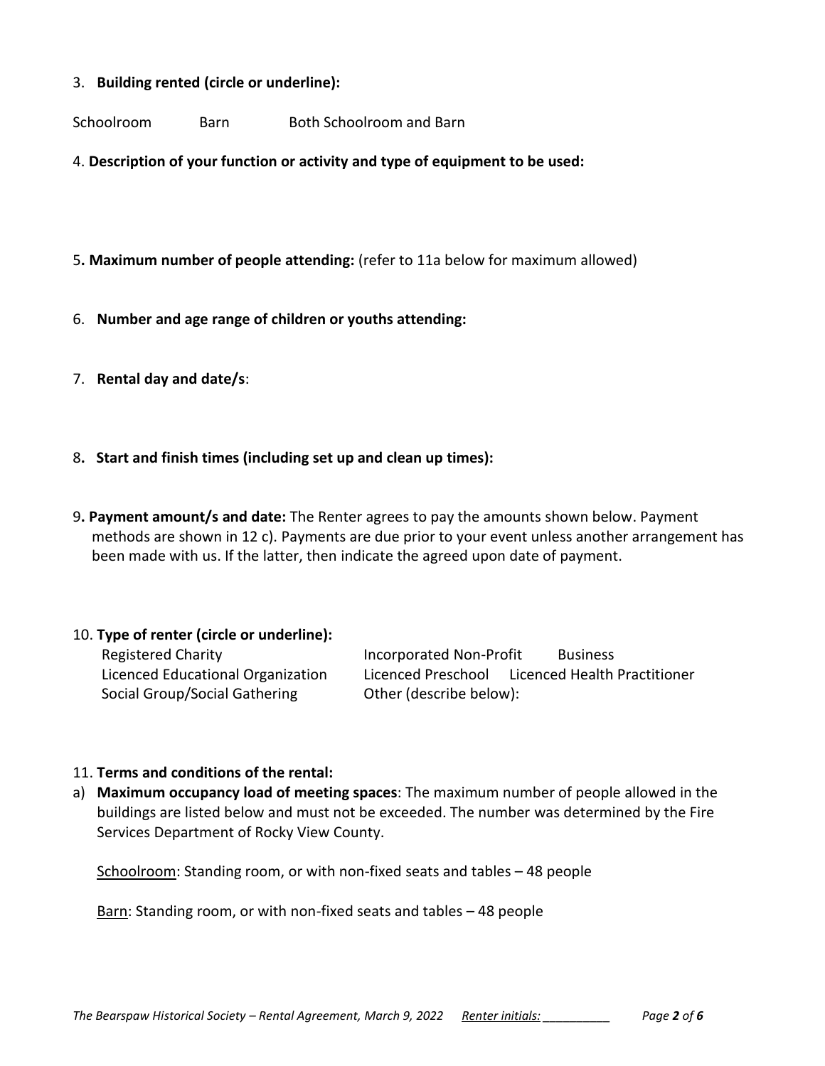3. **Building rented (circle or underline):**

Schoolroom Barn Both Schoolroom and Barn

4. **Description of your function or activity and type of equipment to be used:**

5. **Maximum number of people attending:** (refer to 11a below for maximum allowed)

6. **Number and age range of children or youths attending:**

7. **Rental day and date/s**:

8. **Start and finish times (including set up and clean up times):**

9. **Payment amount/s and date:** The Renter agrees to pay the amounts shown below. Payment methods are shown in 12 c). Payments are due prior to your event unless another arrangement has been made with us. If the latter, then indicate the agreed upon date of payment.

10. **Type of renter (circle or underline):**

Registered Charity
Incorporated Non-Profit
Business
Licenced Educational Organization
Licenced Preschool
Licenced Health Practitioner
Social Group/Social Gathering
Other (describe below):

11. **Terms and conditions of the rental:**

a) **Maximum occupancy load of meeting spaces**: The maximum number of people allowed in the buildings are listed below and must not be exceeded. The number was determined by the Fire Services Department of Rocky View County.

<u>Schoolroom</u>: Standing room, or with non-fixed seats and tables – 48 people

<u>Barn</u>: Standing room, or with non-fixed seats and tables – 48 people

*Renter initials: __________*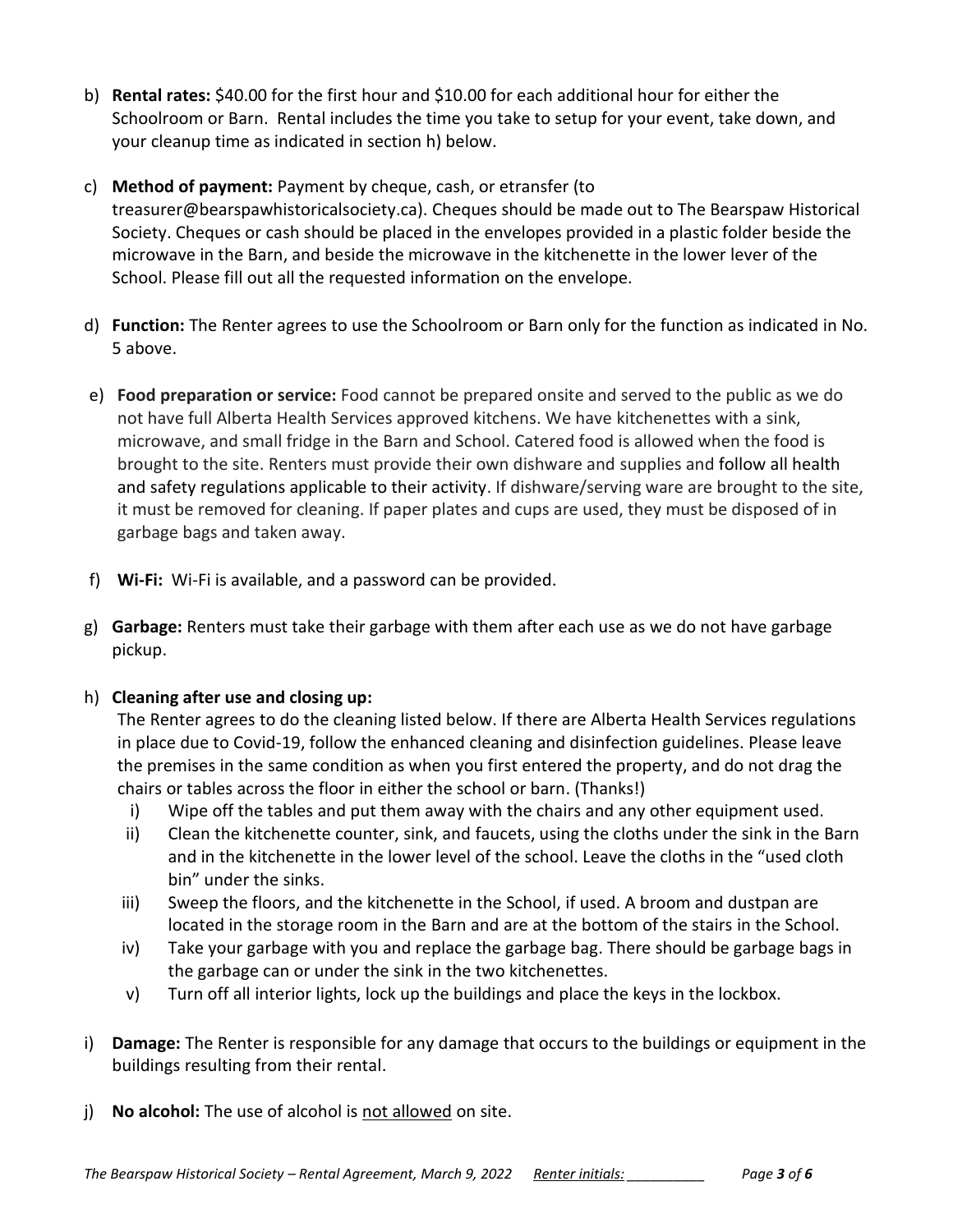b) **Rental rates:** $40.00 for the first hour and $10.00 for each additional hour for either the Schoolroom or Barn. Rental includes the time you take to setup for your event, take down, and your cleanup time as indicated in section h) below.

c) **Method of payment:** Payment by cheque, cash, or etransfer (to treasurer@bearspawhistoricalsociety.ca). Cheques should be made out to The Bearspaw Historical Society. Cheques or cash should be placed in the envelopes provided in a plastic folder beside the microwave in the Barn, and beside the microwave in the kitchenette in the lower lever of the School. Please fill out all the requested information on the envelope.

d) **Function:** The Renter agrees to use the Schoolroom or Barn only for the function as indicated in No. 5 above.

e) **Food preparation or service:** Food cannot be prepared onsite and served to the public as we do not have full Alberta Health Services approved kitchens. We have kitchenettes with a sink, microwave, and small fridge in the Barn and School. Catered food is allowed when the food is brought to the site. Renters must provide their own dishware and supplies and follow all health and safety regulations applicable to their activity. If dishware/serving ware are brought to the site, it must be removed for cleaning. If paper plates and cups are used, they must be disposed of in garbage bags and taken away.

f) **Wi-Fi:** Wi-Fi is available, and a password can be provided.

g) **Garbage:** Renters must take their garbage with them after each use as we do not have garbage pickup.

h) **Cleaning after use and closing up:**
The Renter agrees to do the cleaning listed below. If there are Alberta Health Services regulations in place due to Covid-19, follow the enhanced cleaning and disinfection guidelines. Please leave the premises in the same condition as when you first entered the property, and do not drag the chairs or tables across the floor in either the school or barn. (Thanks!)
   i) Wipe off the tables and put them away with the chairs and any other equipment used.
   ii) Clean the kitchenette counter, sink, and faucets, using the cloths under the sink in the Barn and in the kitchenette in the lower level of the school. Leave the cloths in the "used cloth bin" under the sinks.
   iii) Sweep the floors, and the kitchenette in the School, if used. A broom and dustpan are located in the storage room in the Barn and are at the bottom of the stairs in the School.
   iv) Take your garbage with you and replace the garbage bag. There should be garbage bags in the garbage can or under the sink in the two kitchenettes.
   v) Turn off all interior lights, lock up the buildings and place the keys in the lockbox.

i) **Damage:** The Renter is responsible for any damage that occurs to the buildings or equipment in the buildings resulting from their rental.

j) **No alcohol:** The use of alcohol is <u>not allowed</u> on site.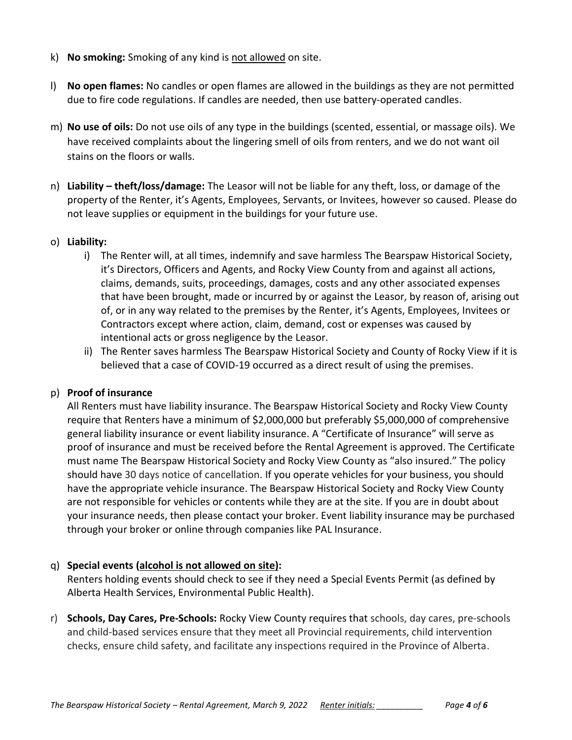k) **No smoking:** Smoking of any kind is <u>not allowed</u> on site.

l) **No open flames:** No candles or open flames are allowed in the buildings as they are not permitted due to fire code regulations. If candles are needed, then use battery-operated candles.

m) **No use of oils:** Do not use oils of any type in the buildings (scented, essential, or massage oils). We have received complaints about the lingering smell of oils from renters, and we do not want oil stains on the floors or walls.

n) **Liability – theft/loss/damage:** The Leasor will not be liable for any theft, loss, or damage of the property of the Renter, it's Agents, Employees, Servants, or Invitees, however so caused. Please do not leave supplies or equipment in the buildings for your future use.

o) **Liability:**

   i) The Renter will, at all times, indemnify and save harmless The Bearspaw Historical Society, it's Directors, Officers and Agents, and Rocky View County from and against all actions, claims, demands, suits, proceedings, damages, costs and any other associated expenses that have been brought, made or incurred by or against the Leasor, by reason of, arising out of, or in any way related to the premises by the Renter, it's Agents, Employees, Invitees or Contractors except where action, claim, demand, cost or expenses was caused by intentional acts or gross negligence by the Leasor.

   ii) The Renter saves harmless The Bearspaw Historical Society and County of Rocky View if it is believed that a case of COVID-19 occurred as a direct result of using the premises.

p) **Proof of insurance**

All Renters must have liability insurance. The Bearspaw Historical Society and Rocky View County require that Renters have a minimum of $2,000,000 but preferably $5,000,000 of comprehensive general liability insurance or event liability insurance. A "Certificate of Insurance" will serve as proof of insurance and must be received before the Rental Agreement is approved. The Certificate must name The Bearspaw Historical Society and Rocky View County as "also insured." The policy should have 30 days notice of cancellation. If you operate vehicles for your business, you should have the appropriate vehicle insurance. The Bearspaw Historical Society and Rocky View County are not responsible for vehicles or contents while they are at the site. If you are in doubt about your insurance needs, then please contact your broker. Event liability insurance may be purchased through your broker or online through companies like PAL Insurance.

q) **Special events (<u>alcohol is not allowed on site</u>):**

Renters holding events should check to see if they need a Special Events Permit (as defined by Alberta Health Services, Environmental Public Health).

r) **Schools, Day Cares, Pre-Schools:** Rocky View County requires that schools, day cares, pre-schools and child-based services ensure that they meet all Provincial requirements, child intervention checks, ensure child safety, and facilitate any inspections required in the Province of Alberta.

*The Bearspaw Historical Society – Rental Agreement, March 9, 2022* *<u>Renter initials:</u> __________*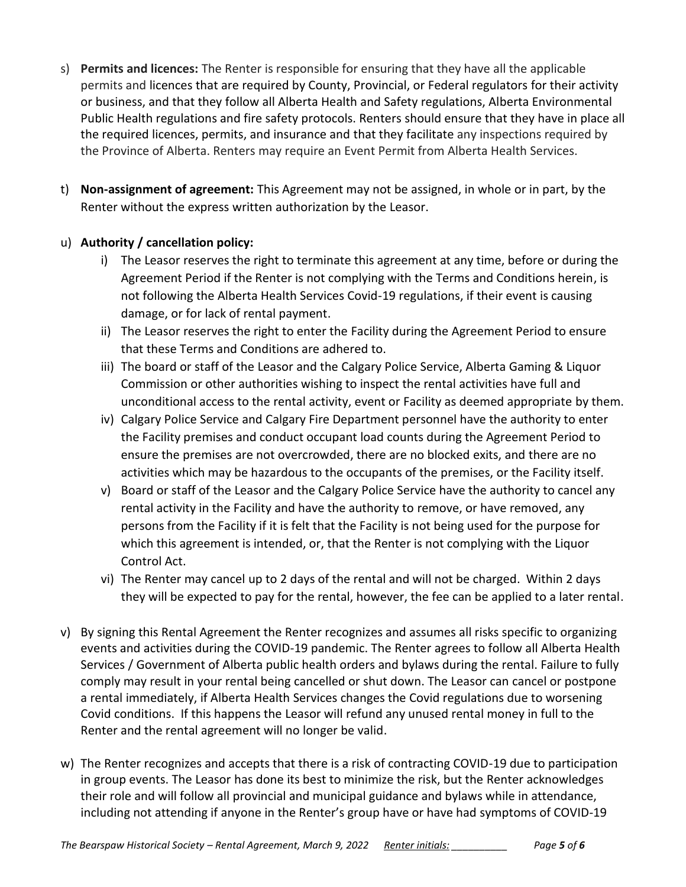s) **Permits and licences:** The Renter is responsible for ensuring that they have all the applicable permits and licences that are required by County, Provincial, or Federal regulators for their activity or business, and that they follow all Alberta Health and Safety regulations, Alberta Environmental Public Health regulations and fire safety protocols. Renters should ensure that they have in place all the required licences, permits, and insurance and that they facilitate any inspections required by the Province of Alberta. Renters may require an Event Permit from Alberta Health Services.

t) **Non-assignment of agreement:** This Agreement may not be assigned, in whole or in part, by the Renter without the express written authorization by the Leasor.

u) **Authority / cancellation policy:**

   i) The Leasor reserves the right to terminate this agreement at any time, before or during the Agreement Period if the Renter is not complying with the Terms and Conditions herein, is not following the Alberta Health Services Covid-19 regulations, if their event is causing damage, or for lack of rental payment.

   ii) The Leasor reserves the right to enter the Facility during the Agreement Period to ensure that these Terms and Conditions are adhered to.

   iii) The board or staff of the Leasor and the Calgary Police Service, Alberta Gaming & Liquor Commission or other authorities wishing to inspect the rental activities have full and unconditional access to the rental activity, event or Facility as deemed appropriate by them.

   iv) Calgary Police Service and Calgary Fire Department personnel have the authority to enter the Facility premises and conduct occupant load counts during the Agreement Period to ensure the premises are not overcrowded, there are no blocked exits, and there are no activities which may be hazardous to the occupants of the premises, or the Facility itself.

   v) Board or staff of the Leasor and the Calgary Police Service have the authority to cancel any rental activity in the Facility and have the authority to remove, or have removed, any persons from the Facility if it is felt that the Facility is not being used for the purpose for which this agreement is intended, or, that the Renter is not complying with the Liquor Control Act.

   vi) The Renter may cancel up to 2 days of the rental and will not be charged. Within 2 days they will be expected to pay for the rental, however, the fee can be applied to a later rental.

v) By signing this Rental Agreement the Renter recognizes and assumes all risks specific to organizing events and activities during the COVID-19 pandemic. The Renter agrees to follow all Alberta Health Services / Government of Alberta public health orders and bylaws during the rental. Failure to fully comply may result in your rental being cancelled or shut down. The Leasor can cancel or postpone a rental immediately, if Alberta Health Services changes the Covid regulations due to worsening Covid conditions. If this happens the Leasor will refund any unused rental money in full to the Renter and the rental agreement will no longer be valid.

w) The Renter recognizes and accepts that there is a risk of contracting COVID-19 due to participation in group events. The Leasor has done its best to minimize the risk, but the Renter acknowledges their role and will follow all provincial and municipal guidance and bylaws while in attendance, including not attending if anyone in the Renter's group have or have had symptoms of COVID-19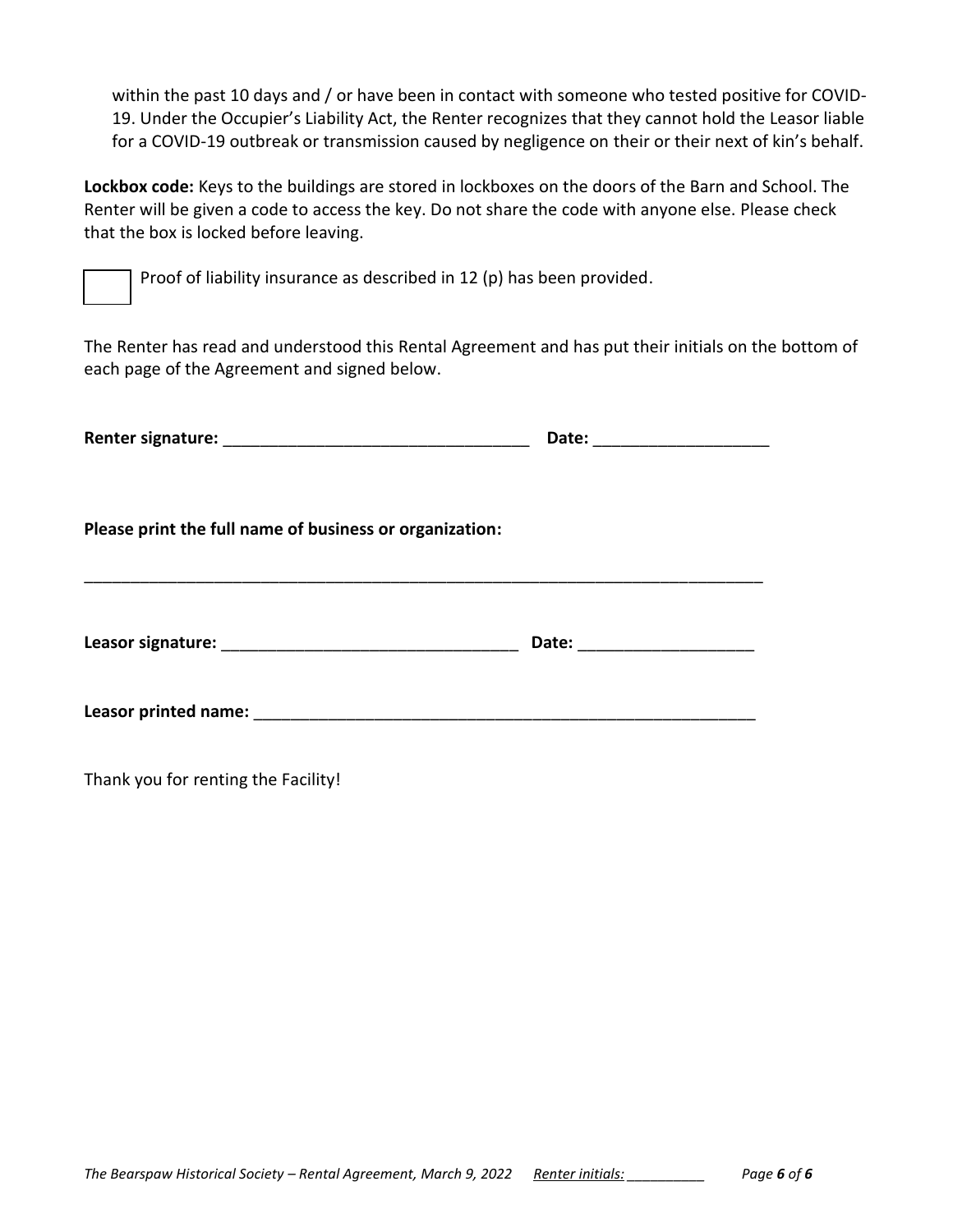within the past 10 days and / or have been in contact with someone who tested positive for COVID-19. Under the Occupier's Liability Act, the Renter recognizes that they cannot hold the Leasor liable for a COVID-19 outbreak or transmission caused by negligence on their or their next of kin's behalf.

**Lockbox code:** Keys to the buildings are stored in lockboxes on the doors of the Barn and School. The Renter will be given a code to access the key. Do not share the code with anyone else. Please check that the box is locked before leaving.

☐ Proof of liability insurance as described in 12 (p) has been provided.

The Renter has read and understood this Rental Agreement and has put their initials on the bottom of each page of the Agreement and signed below.

**Renter signature:** _________________________________ **Date:** ___________________

**Please print the full name of business or organization:**

___________________________________________________________________________

**Leasor signature:** ________________________________ **Date:** ___________________

**Leasor printed name:** _______________________________________________________

Thank you for renting the Facility!